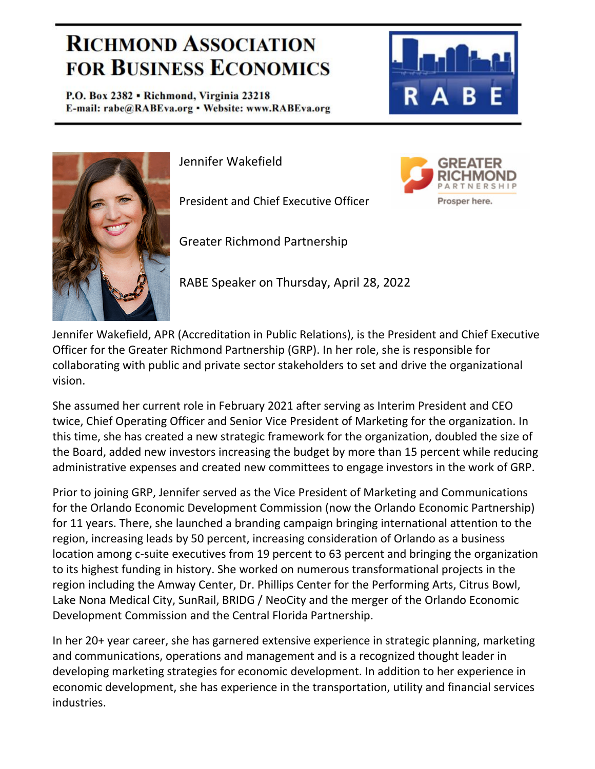# Richmond Association for Business Economics

**P.O. Box 2382 ▪ Richmond, Virginia 23218**
**E-mail: rabe@RABEva.org ▪ Website: www.RABEva.org**

Jennifer Wakefield

President and Chief Executive Officer

Greater Richmond Partnership

RABE Speaker on Thursday, April 28, 2022

Jennifer Wakefield, APR (Accreditation in Public Relations), is the President and Chief Executive Officer for the Greater Richmond Partnership (GRP). In her role, she is responsible for collaborating with public and private sector stakeholders to set and drive the organizational vision.

She assumed her current role in February 2021 after serving as Interim President and CEO twice, Chief Operating Officer and Senior Vice President of Marketing for the organization. In this time, she has created a new strategic framework for the organization, doubled the size of the Board, added new investors increasing the budget by more than 15 percent while reducing administrative expenses and created new committees to engage investors in the work of GRP.

Prior to joining GRP, Jennifer served as the Vice President of Marketing and Communications for the Orlando Economic Development Commission (now the Orlando Economic Partnership) for 11 years. There, she launched a branding campaign bringing international attention to the region, increasing leads by 50 percent, increasing consideration of Orlando as a business location among c-suite executives from 19 percent to 63 percent and bringing the organization to its highest funding in history. She worked on numerous transformational projects in the region including the Amway Center, Dr. Phillips Center for the Performing Arts, Citrus Bowl, Lake Nona Medical City, SunRail, BRIDG / NeoCity and the merger of the Orlando Economic Development Commission and the Central Florida Partnership.

In her 20+ year career, she has garnered extensive experience in strategic planning, marketing and communications, operations and management and is a recognized thought leader in developing marketing strategies for economic development. In addition to her experience in economic development, she has experience in the transportation, utility and financial services industries.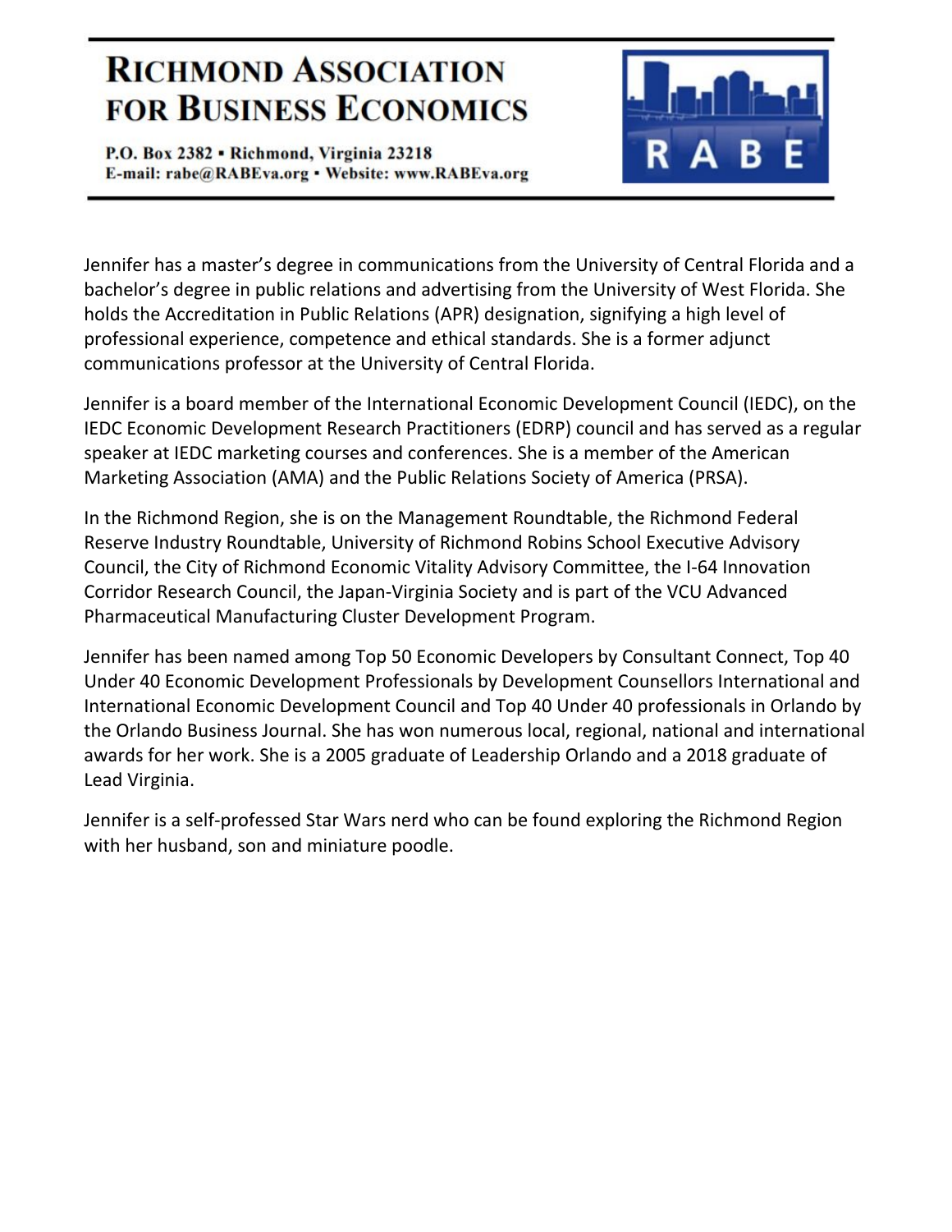# Richmond Association for Business Economics

P.O. Box 2382 ▪ Richmond, Virginia 23218
E-mail: rabe@RABEva.org ▪ Website: www.RABEva.org

Jennifer has a master's degree in communications from the University of Central Florida and a bachelor's degree in public relations and advertising from the University of West Florida. She holds the Accreditation in Public Relations (APR) designation, signifying a high level of professional experience, competence and ethical standards. She is a former adjunct communications professor at the University of Central Florida.

Jennifer is a board member of the International Economic Development Council (IEDC), on the IEDC Economic Development Research Practitioners (EDRP) council and has served as a regular speaker at IEDC marketing courses and conferences. She is a member of the American Marketing Association (AMA) and the Public Relations Society of America (PRSA).

In the Richmond Region, she is on the Management Roundtable, the Richmond Federal Reserve Industry Roundtable, University of Richmond Robins School Executive Advisory Council, the City of Richmond Economic Vitality Advisory Committee, the I-64 Innovation Corridor Research Council, the Japan-Virginia Society and is part of the VCU Advanced Pharmaceutical Manufacturing Cluster Development Program.

Jennifer has been named among Top 50 Economic Developers by Consultant Connect, Top 40 Under 40 Economic Development Professionals by Development Counsellors International and International Economic Development Council and Top 40 Under 40 professionals in Orlando by the Orlando Business Journal. She has won numerous local, regional, national and international awards for her work. She is a 2005 graduate of Leadership Orlando and a 2018 graduate of Lead Virginia.

Jennifer is a self-professed Star Wars nerd who can be found exploring the Richmond Region with her husband, son and miniature poodle.